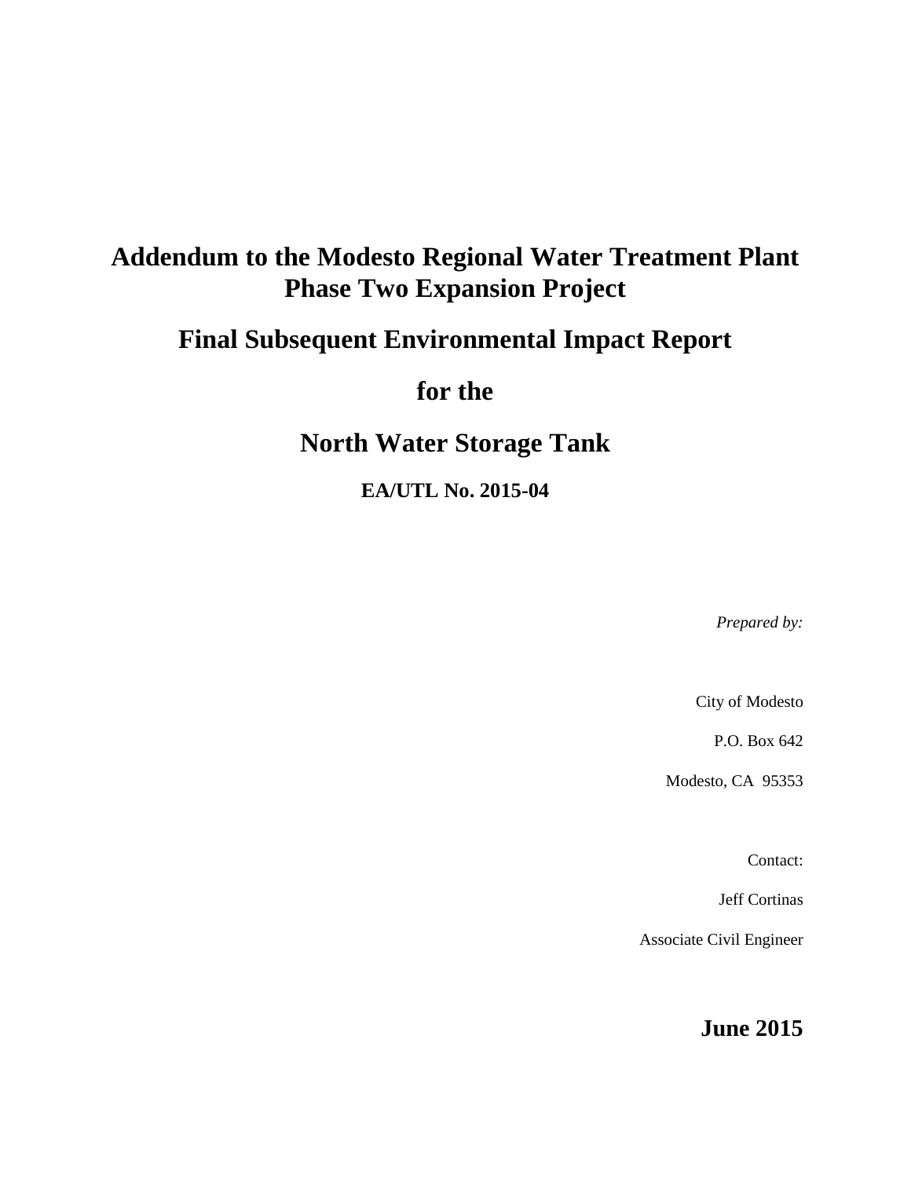# Addendum to the Modesto Regional Water Treatment Plant Phase Two Expansion Project

## Final Subsequent Environmental Impact Report

## for the

## North Water Storage Tank

### EA/UTL No. 2015-04

*Prepared by:*

City of Modesto

P.O. Box 642

Modesto, CA 95353

Contact:

Jeff Cortinas

Associate Civil Engineer

**June 2015**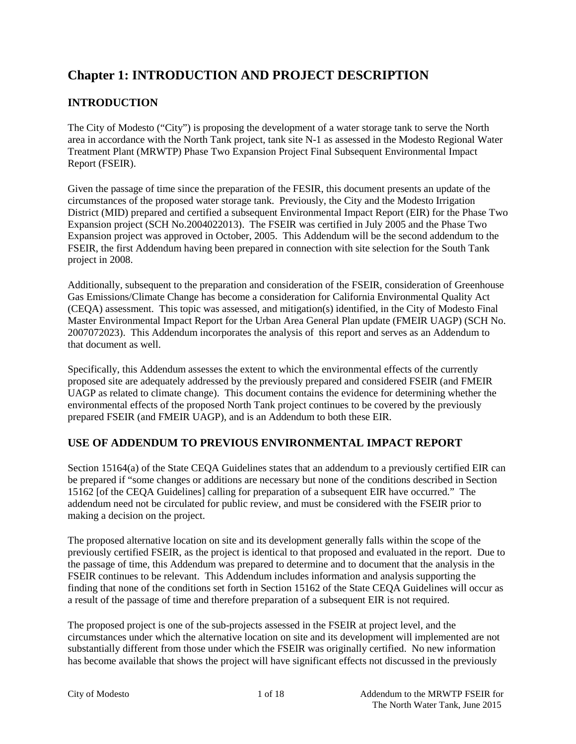# Chapter 1: INTRODUCTION AND PROJECT DESCRIPTION

## INTRODUCTION

The City of Modesto ("City") is proposing the development of a water storage tank to serve the North area in accordance with the North Tank project, tank site N-1 as assessed in the Modesto Regional Water Treatment Plant (MRWTP) Phase Two Expansion Project Final Subsequent Environmental Impact Report (FSEIR).

Given the passage of time since the preparation of the FESIR, this document presents an update of the circumstances of the proposed water storage tank. Previously, the City and the Modesto Irrigation District (MID) prepared and certified a subsequent Environmental Impact Report (EIR) for the Phase Two Expansion project (SCH No.2004022013). The FSEIR was certified in July 2005 and the Phase Two Expansion project was approved in October, 2005. This Addendum will be the second addendum to the FSEIR, the first Addendum having been prepared in connection with site selection for the South Tank project in 2008.

Additionally, subsequent to the preparation and consideration of the FSEIR, consideration of Greenhouse Gas Emissions/Climate Change has become a consideration for California Environmental Quality Act (CEQA) assessment. This topic was assessed, and mitigation(s) identified, in the City of Modesto Final Master Environmental Impact Report for the Urban Area General Plan update (FMEIR UAGP) (SCH No. 2007072023). This Addendum incorporates the analysis of this report and serves as an Addendum to that document as well.

Specifically, this Addendum assesses the extent to which the environmental effects of the currently proposed site are adequately addressed by the previously prepared and considered FSEIR (and FMEIR UAGP as related to climate change). This document contains the evidence for determining whether the environmental effects of the proposed North Tank project continues to be covered by the previously prepared FSEIR (and FMEIR UAGP), and is an Addendum to both these EIR.

## USE OF ADDENDUM TO PREVIOUS ENVIRONMENTAL IMPACT REPORT

Section 15164(a) of the State CEQA Guidelines states that an addendum to a previously certified EIR can be prepared if "some changes or additions are necessary but none of the conditions described in Section 15162 [of the CEQA Guidelines] calling for preparation of a subsequent EIR have occurred." The addendum need not be circulated for public review, and must be considered with the FSEIR prior to making a decision on the project.

The proposed alternative location on site and its development generally falls within the scope of the previously certified FSEIR, as the project is identical to that proposed and evaluated in the report. Due to the passage of time, this Addendum was prepared to determine and to document that the analysis in the FSEIR continues to be relevant. This Addendum includes information and analysis supporting the finding that none of the conditions set forth in Section 15162 of the State CEQA Guidelines will occur as a result of the passage of time and therefore preparation of a subsequent EIR is not required.

The proposed project is one of the sub-projects assessed in the FSEIR at project level, and the circumstances under which the alternative location on site and its development will implemented are not substantially different from those under which the FSEIR was originally certified. No new information has become available that shows the project will have significant effects not discussed in the previously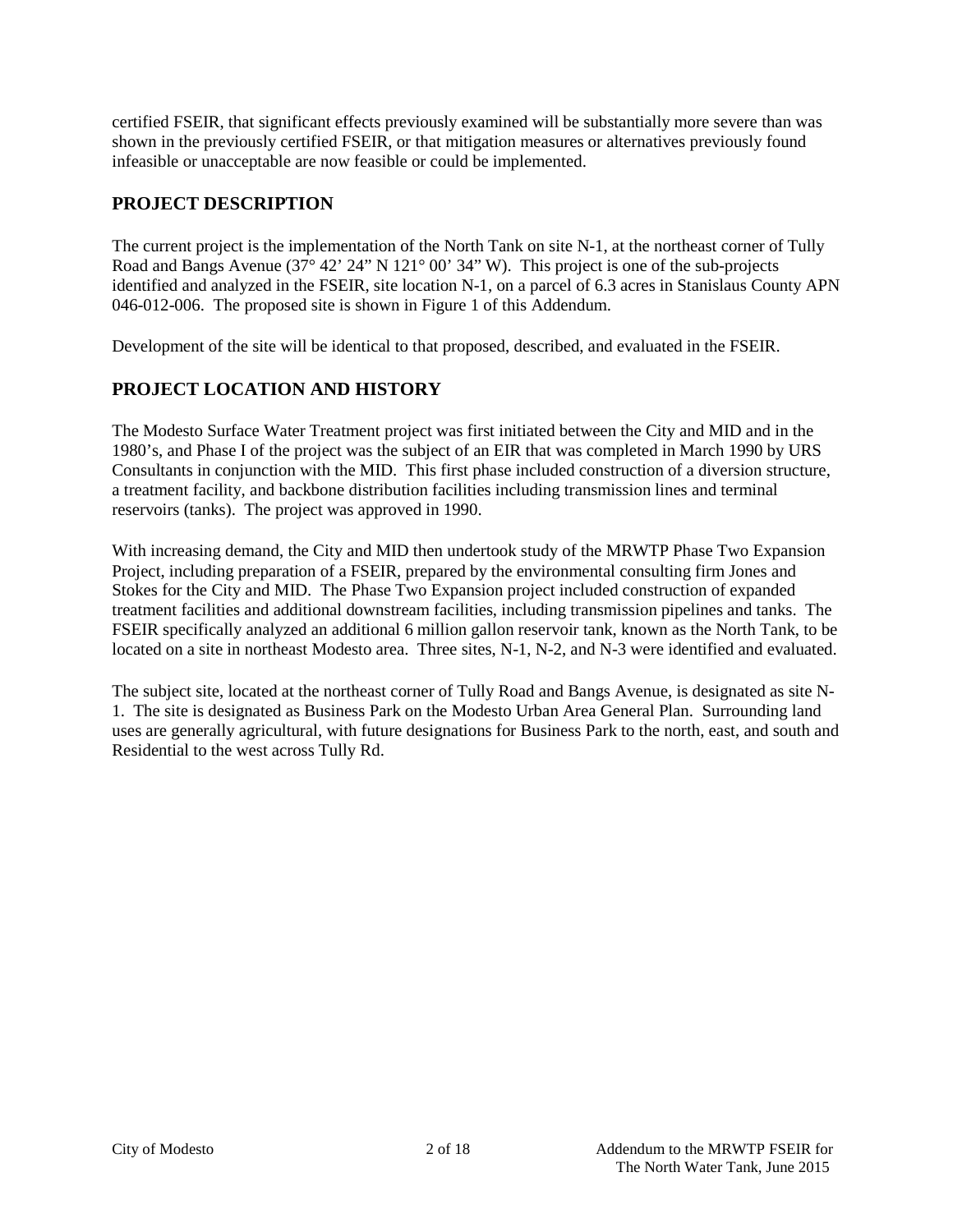certified FSEIR, that significant effects previously examined will be substantially more severe than was shown in the previously certified FSEIR, or that mitigation measures or alternatives previously found infeasible or unacceptable are now feasible or could be implemented.

## PROJECT DESCRIPTION

The current project is the implementation of the North Tank on site N-1, at the northeast corner of Tully Road and Bangs Avenue (37° 42’ 24” N 121° 00’ 34” W). This project is one of the sub-projects identified and analyzed in the FSEIR, site location N-1, on a parcel of 6.3 acres in Stanislaus County APN 046-012-006. The proposed site is shown in Figure 1 of this Addendum.

Development of the site will be identical to that proposed, described, and evaluated in the FSEIR.

## PROJECT LOCATION AND HISTORY

The Modesto Surface Water Treatment project was first initiated between the City and MID and in the 1980’s, and Phase I of the project was the subject of an EIR that was completed in March 1990 by URS Consultants in conjunction with the MID. This first phase included construction of a diversion structure, a treatment facility, and backbone distribution facilities including transmission lines and terminal reservoirs (tanks). The project was approved in 1990.

With increasing demand, the City and MID then undertook study of the MRWTP Phase Two Expansion Project, including preparation of a FSEIR, prepared by the environmental consulting firm Jones and Stokes for the City and MID. The Phase Two Expansion project included construction of expanded treatment facilities and additional downstream facilities, including transmission pipelines and tanks. The FSEIR specifically analyzed an additional 6 million gallon reservoir tank, known as the North Tank, to be located on a site in northeast Modesto area. Three sites, N-1, N-2, and N-3 were identified and evaluated.

The subject site, located at the northeast corner of Tully Road and Bangs Avenue, is designated as site N-1. The site is designated as Business Park on the Modesto Urban Area General Plan. Surrounding land uses are generally agricultural, with future designations for Business Park to the north, east, and south and Residential to the west across Tully Rd.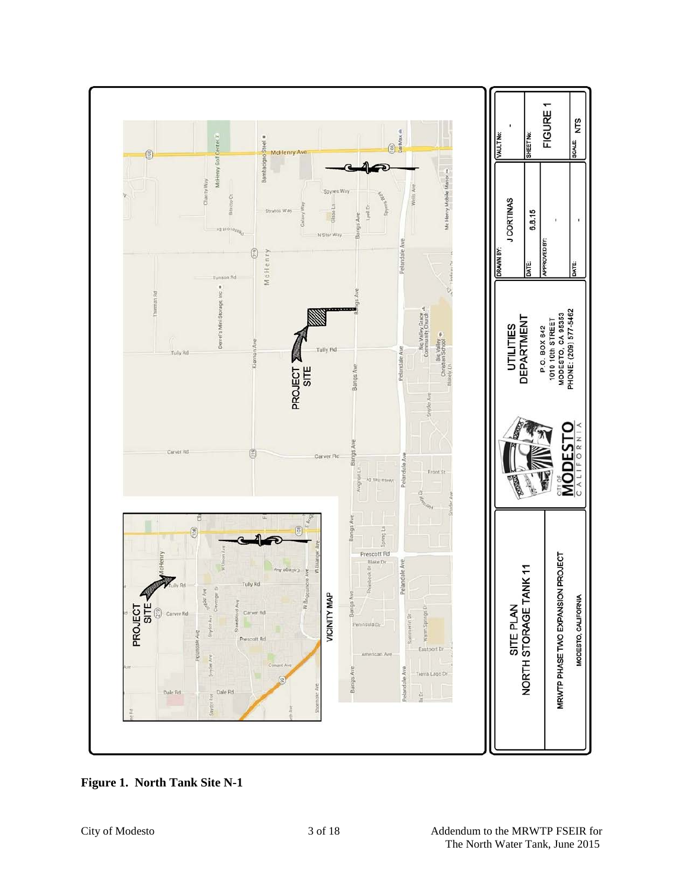**Figure 1. North Tank Site N-1**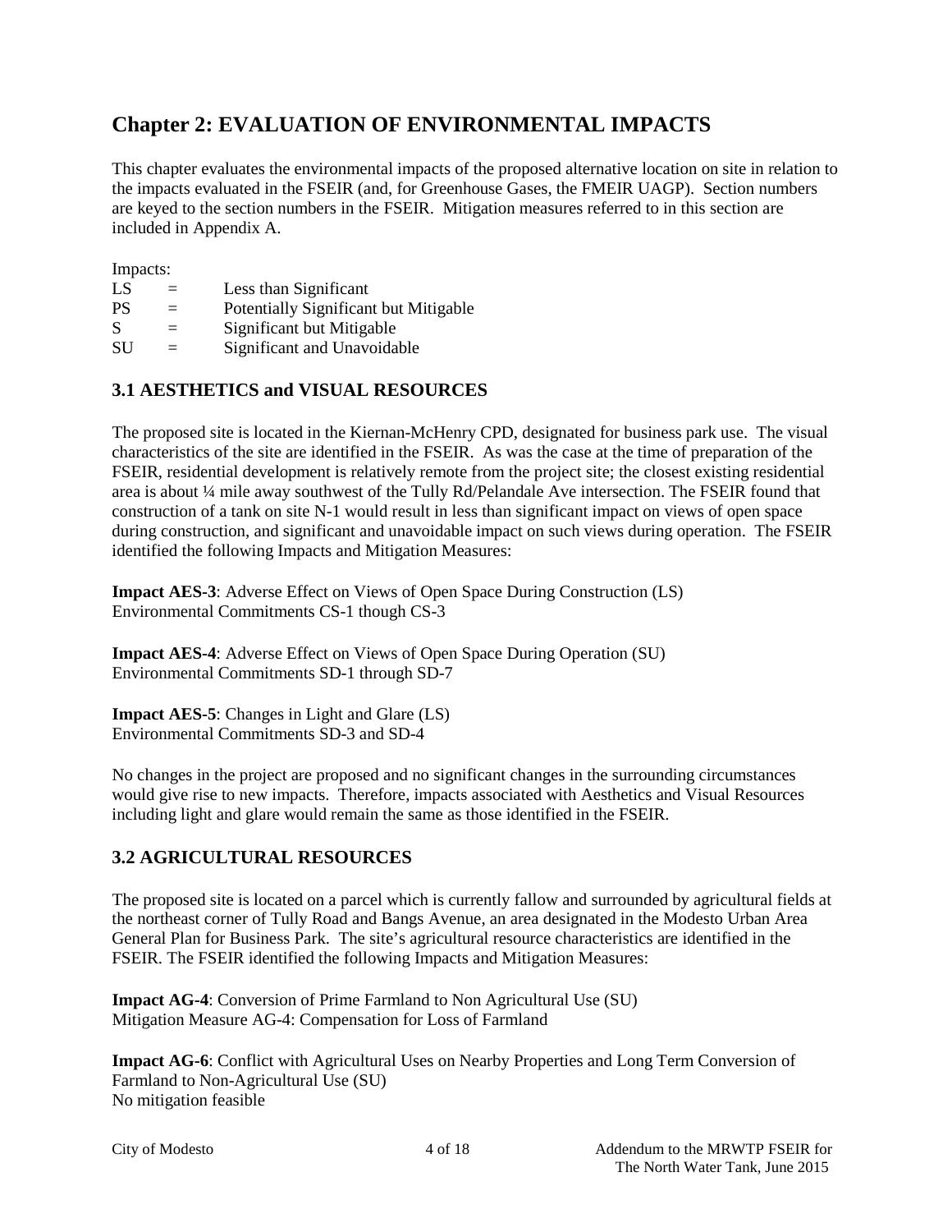# Chapter 2: EVALUATION OF ENVIRONMENTAL IMPACTS

This chapter evaluates the environmental impacts of the proposed alternative location on site in relation to the impacts evaluated in the FSEIR (and, for Greenhouse Gases, the FMEIR UAGP). Section numbers are keyed to the section numbers in the FSEIR. Mitigation measures referred to in this section are included in Appendix A.

Impacts:

| | | |
|---|---|---|
| LS | = | Less than Significant |
| PS | = | Potentially Significant but Mitigable |
| S | = | Significant but Mitigable |
| SU | = | Significant and Unavoidable |

## 3.1 AESTHETICS and VISUAL RESOURCES

The proposed site is located in the Kiernan-McHenry CPD, designated for business park use. The visual characteristics of the site are identified in the FSEIR. As was the case at the time of preparation of the FSEIR, residential development is relatively remote from the project site; the closest existing residential area is about ¼ mile away southwest of the Tully Rd/Pelandale Ave intersection. The FSEIR found that construction of a tank on site N-1 would result in less than significant impact on views of open space during construction, and significant and unavoidable impact on such views during operation. The FSEIR identified the following Impacts and Mitigation Measures:

**Impact AES-3**: Adverse Effect on Views of Open Space During Construction (LS)
Environmental Commitments CS-1 though CS-3

**Impact AES-4**: Adverse Effect on Views of Open Space During Operation (SU)
Environmental Commitments SD-1 through SD-7

**Impact AES-5**: Changes in Light and Glare (LS)
Environmental Commitments SD-3 and SD-4

No changes in the project are proposed and no significant changes in the surrounding circumstances would give rise to new impacts. Therefore, impacts associated with Aesthetics and Visual Resources including light and glare would remain the same as those identified in the FSEIR.

## 3.2 AGRICULTURAL RESOURCES

The proposed site is located on a parcel which is currently fallow and surrounded by agricultural fields at the northeast corner of Tully Road and Bangs Avenue, an area designated in the Modesto Urban Area General Plan for Business Park. The site's agricultural resource characteristics are identified in the FSEIR. The FSEIR identified the following Impacts and Mitigation Measures:

**Impact AG-4**: Conversion of Prime Farmland to Non Agricultural Use (SU)
Mitigation Measure AG-4: Compensation for Loss of Farmland

**Impact AG-6**: Conflict with Agricultural Uses on Nearby Properties and Long Term Conversion of Farmland to Non-Agricultural Use (SU)
No mitigation feasible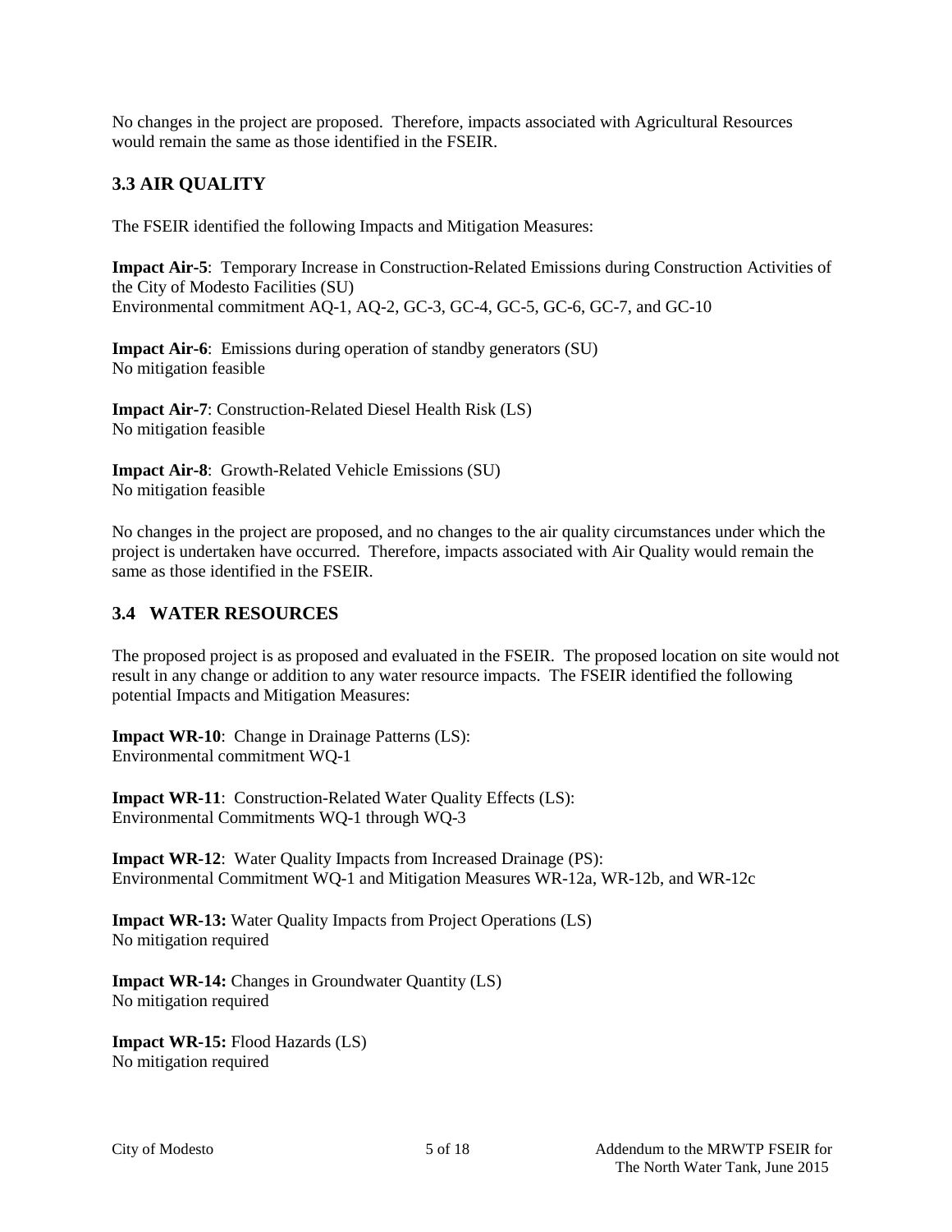No changes in the project are proposed. Therefore, impacts associated with Agricultural Resources would remain the same as those identified in the FSEIR.

## 3.3 AIR QUALITY

The FSEIR identified the following Impacts and Mitigation Measures:

**Impact Air-5**: Temporary Increase in Construction-Related Emissions during Construction Activities of the City of Modesto Facilities (SU)
Environmental commitment AQ-1, AQ-2, GC-3, GC-4, GC-5, GC-6, GC-7, and GC-10

**Impact Air-6**: Emissions during operation of standby generators (SU)
No mitigation feasible

**Impact Air-7**: Construction-Related Diesel Health Risk (LS)
No mitigation feasible

**Impact Air-8**: Growth-Related Vehicle Emissions (SU)
No mitigation feasible

No changes in the project are proposed, and no changes to the air quality circumstances under which the project is undertaken have occurred. Therefore, impacts associated with Air Quality would remain the same as those identified in the FSEIR.

## 3.4 WATER RESOURCES

The proposed project is as proposed and evaluated in the FSEIR. The proposed location on site would not result in any change or addition to any water resource impacts. The FSEIR identified the following potential Impacts and Mitigation Measures:

**Impact WR-10**: Change in Drainage Patterns (LS):
Environmental commitment WQ-1

**Impact WR-11**: Construction-Related Water Quality Effects (LS):
Environmental Commitments WQ-1 through WQ-3

**Impact WR-12**: Water Quality Impacts from Increased Drainage (PS):
Environmental Commitment WQ-1 and Mitigation Measures WR-12a, WR-12b, and WR-12c

**Impact WR-13:** Water Quality Impacts from Project Operations (LS)
No mitigation required

**Impact WR-14:** Changes in Groundwater Quantity (LS)
No mitigation required

**Impact WR-15:** Flood Hazards (LS)
No mitigation required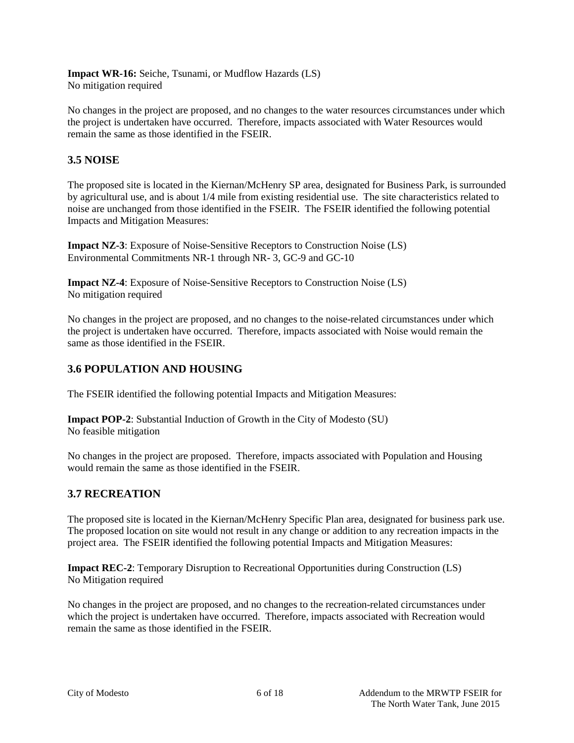**Impact WR-16:** Seiche, Tsunami, or Mudflow Hazards (LS)
No mitigation required

No changes in the project are proposed, and no changes to the water resources circumstances under which the project is undertaken have occurred. Therefore, impacts associated with Water Resources would remain the same as those identified in the FSEIR.

## 3.5 NOISE

The proposed site is located in the Kiernan/McHenry SP area, designated for Business Park, is surrounded by agricultural use, and is about 1/4 mile from existing residential use. The site characteristics related to noise are unchanged from those identified in the FSEIR. The FSEIR identified the following potential Impacts and Mitigation Measures:

**Impact NZ-3**: Exposure of Noise-Sensitive Receptors to Construction Noise (LS)
Environmental Commitments NR-1 through NR- 3, GC-9 and GC-10

**Impact NZ-4**: Exposure of Noise-Sensitive Receptors to Construction Noise (LS)
No mitigation required

No changes in the project are proposed, and no changes to the noise-related circumstances under which the project is undertaken have occurred. Therefore, impacts associated with Noise would remain the same as those identified in the FSEIR.

## 3.6 POPULATION AND HOUSING

The FSEIR identified the following potential Impacts and Mitigation Measures:

**Impact POP-2**: Substantial Induction of Growth in the City of Modesto (SU)
No feasible mitigation

No changes in the project are proposed. Therefore, impacts associated with Population and Housing would remain the same as those identified in the FSEIR.

## 3.7 RECREATION

The proposed site is located in the Kiernan/McHenry Specific Plan area, designated for business park use. The proposed location on site would not result in any change or addition to any recreation impacts in the project area. The FSEIR identified the following potential Impacts and Mitigation Measures:

**Impact REC-2**: Temporary Disruption to Recreational Opportunities during Construction (LS)
No Mitigation required

No changes in the project are proposed, and no changes to the recreation-related circumstances under which the project is undertaken have occurred. Therefore, impacts associated with Recreation would remain the same as those identified in the FSEIR.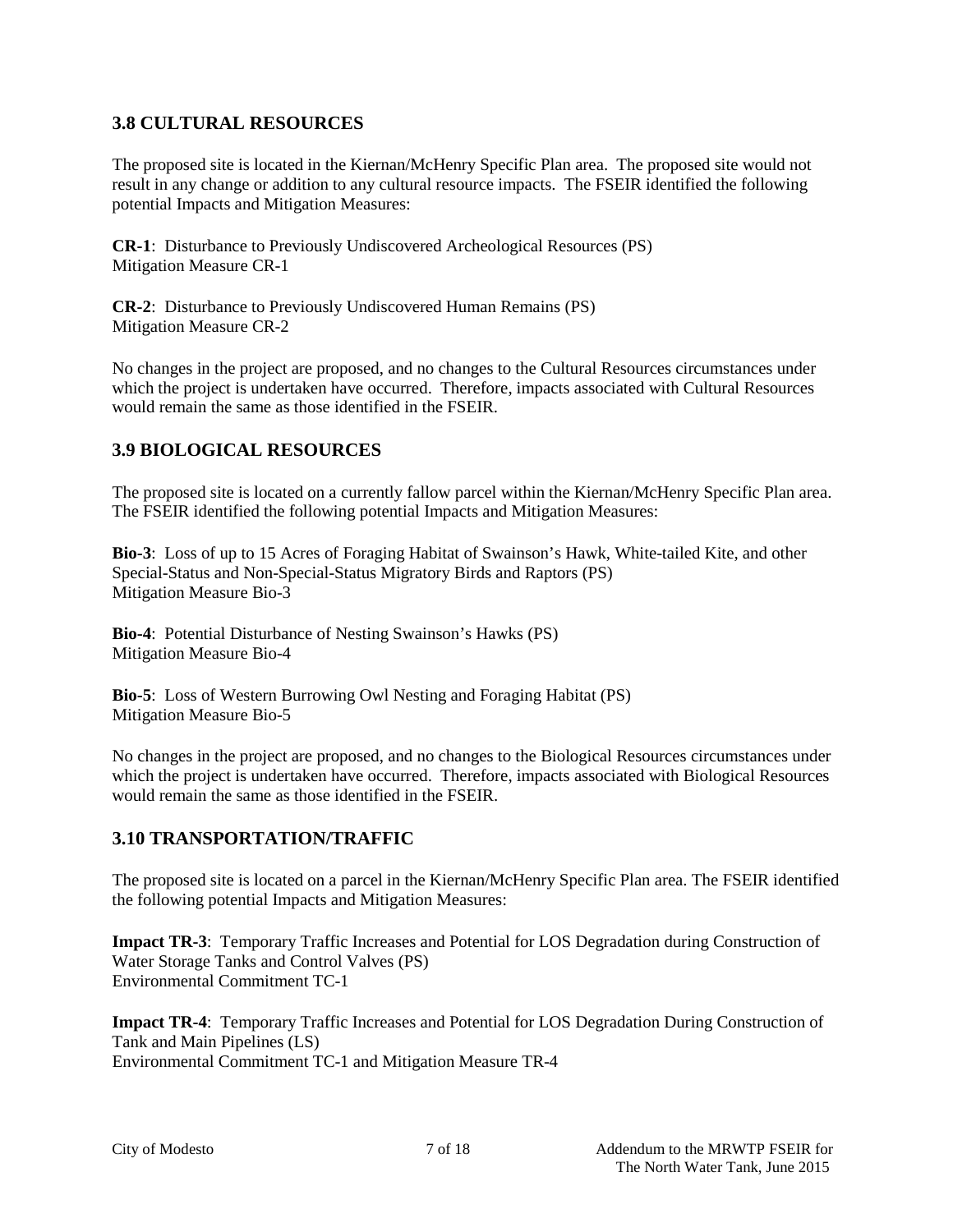## 3.8 CULTURAL RESOURCES

The proposed site is located in the Kiernan/McHenry Specific Plan area. The proposed site would not result in any change or addition to any cultural resource impacts. The FSEIR identified the following potential Impacts and Mitigation Measures:

**CR-1**: Disturbance to Previously Undiscovered Archeological Resources (PS)
Mitigation Measure CR-1

**CR-2**: Disturbance to Previously Undiscovered Human Remains (PS)
Mitigation Measure CR-2

No changes in the project are proposed, and no changes to the Cultural Resources circumstances under which the project is undertaken have occurred. Therefore, impacts associated with Cultural Resources would remain the same as those identified in the FSEIR.

## 3.9 BIOLOGICAL RESOURCES

The proposed site is located on a currently fallow parcel within the Kiernan/McHenry Specific Plan area. The FSEIR identified the following potential Impacts and Mitigation Measures:

**Bio-3**: Loss of up to 15 Acres of Foraging Habitat of Swainson's Hawk, White-tailed Kite, and other Special-Status and Non-Special-Status Migratory Birds and Raptors (PS)
Mitigation Measure Bio-3

**Bio-4**: Potential Disturbance of Nesting Swainson's Hawks (PS)
Mitigation Measure Bio-4

**Bio-5**: Loss of Western Burrowing Owl Nesting and Foraging Habitat (PS)
Mitigation Measure Bio-5

No changes in the project are proposed, and no changes to the Biological Resources circumstances under which the project is undertaken have occurred. Therefore, impacts associated with Biological Resources would remain the same as those identified in the FSEIR.

## 3.10 TRANSPORTATION/TRAFFIC

The proposed site is located on a parcel in the Kiernan/McHenry Specific Plan area. The FSEIR identified the following potential Impacts and Mitigation Measures:

**Impact TR-3**: Temporary Traffic Increases and Potential for LOS Degradation during Construction of Water Storage Tanks and Control Valves (PS)
Environmental Commitment TC-1

**Impact TR-4**: Temporary Traffic Increases and Potential for LOS Degradation During Construction of Tank and Main Pipelines (LS)
Environmental Commitment TC-1 and Mitigation Measure TR-4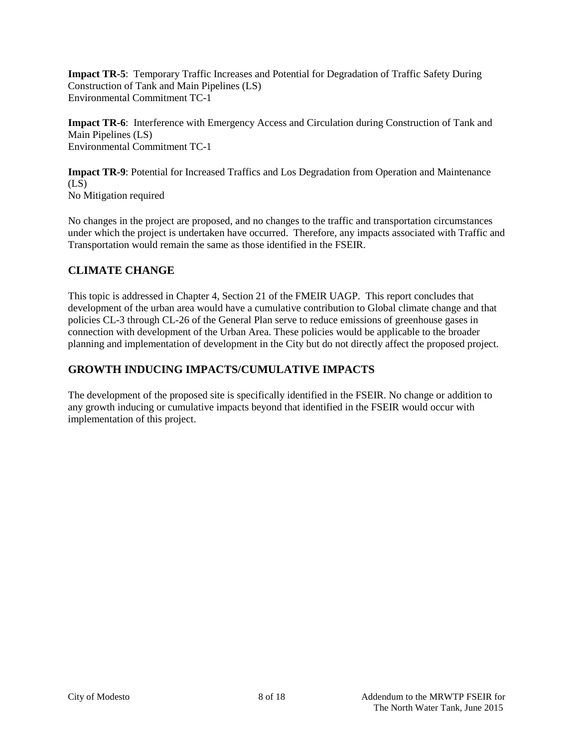**Impact TR-5**: Temporary Traffic Increases and Potential for Degradation of Traffic Safety During Construction of Tank and Main Pipelines (LS)
Environmental Commitment TC-1

**Impact TR-6**: Interference with Emergency Access and Circulation during Construction of Tank and Main Pipelines (LS)
Environmental Commitment TC-1

**Impact TR-9**: Potential for Increased Traffics and Los Degradation from Operation and Maintenance (LS)
No Mitigation required

No changes in the project are proposed, and no changes to the traffic and transportation circumstances under which the project is undertaken have occurred. Therefore, any impacts associated with Traffic and Transportation would remain the same as those identified in the FSEIR.

## CLIMATE CHANGE

This topic is addressed in Chapter 4, Section 21 of the FMEIR UAGP. This report concludes that development of the urban area would have a cumulative contribution to Global climate change and that policies CL-3 through CL-26 of the General Plan serve to reduce emissions of greenhouse gases in connection with development of the Urban Area. These policies would be applicable to the broader planning and implementation of development in the City but do not directly affect the proposed project.

## GROWTH INDUCING IMPACTS/CUMULATIVE IMPACTS

The development of the proposed site is specifically identified in the FSEIR. No change or addition to any growth inducing or cumulative impacts beyond that identified in the FSEIR would occur with implementation of this project.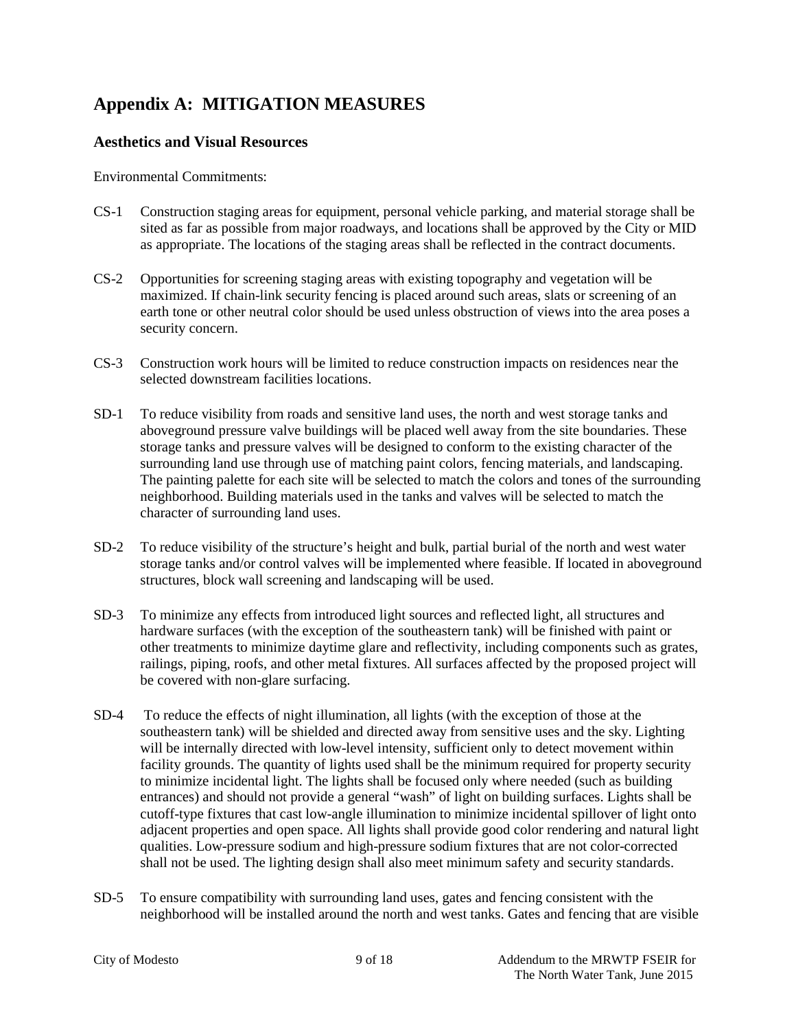# Appendix A: MITIGATION MEASURES

## Aesthetics and Visual Resources

Environmental Commitments:

CS-1 Construction staging areas for equipment, personal vehicle parking, and material storage shall be sited as far as possible from major roadways, and locations shall be approved by the City or MID as appropriate. The locations of the staging areas shall be reflected in the contract documents.

CS-2 Opportunities for screening staging areas with existing topography and vegetation will be maximized. If chain-link security fencing is placed around such areas, slats or screening of an earth tone or other neutral color should be used unless obstruction of views into the area poses a security concern.

CS-3 Construction work hours will be limited to reduce construction impacts on residences near the selected downstream facilities locations.

SD-1 To reduce visibility from roads and sensitive land uses, the north and west storage tanks and aboveground pressure valve buildings will be placed well away from the site boundaries. These storage tanks and pressure valves will be designed to conform to the existing character of the surrounding land use through use of matching paint colors, fencing materials, and landscaping. The painting palette for each site will be selected to match the colors and tones of the surrounding neighborhood. Building materials used in the tanks and valves will be selected to match the character of surrounding land uses.

SD-2 To reduce visibility of the structure's height and bulk, partial burial of the north and west water storage tanks and/or control valves will be implemented where feasible. If located in aboveground structures, block wall screening and landscaping will be used.

SD-3 To minimize any effects from introduced light sources and reflected light, all structures and hardware surfaces (with the exception of the southeastern tank) will be finished with paint or other treatments to minimize daytime glare and reflectivity, including components such as grates, railings, piping, roofs, and other metal fixtures. All surfaces affected by the proposed project will be covered with non-glare surfacing.

SD-4 To reduce the effects of night illumination, all lights (with the exception of those at the southeastern tank) will be shielded and directed away from sensitive uses and the sky. Lighting will be internally directed with low-level intensity, sufficient only to detect movement within facility grounds. The quantity of lights used shall be the minimum required for property security to minimize incidental light. The lights shall be focused only where needed (such as building entrances) and should not provide a general "wash" of light on building surfaces. Lights shall be cutoff-type fixtures that cast low-angle illumination to minimize incidental spillover of light onto adjacent properties and open space. All lights shall provide good color rendering and natural light qualities. Low-pressure sodium and high-pressure sodium fixtures that are not color-corrected shall not be used. The lighting design shall also meet minimum safety and security standards.

SD-5 To ensure compatibility with surrounding land uses, gates and fencing consistent with the neighborhood will be installed around the north and west tanks. Gates and fencing that are visible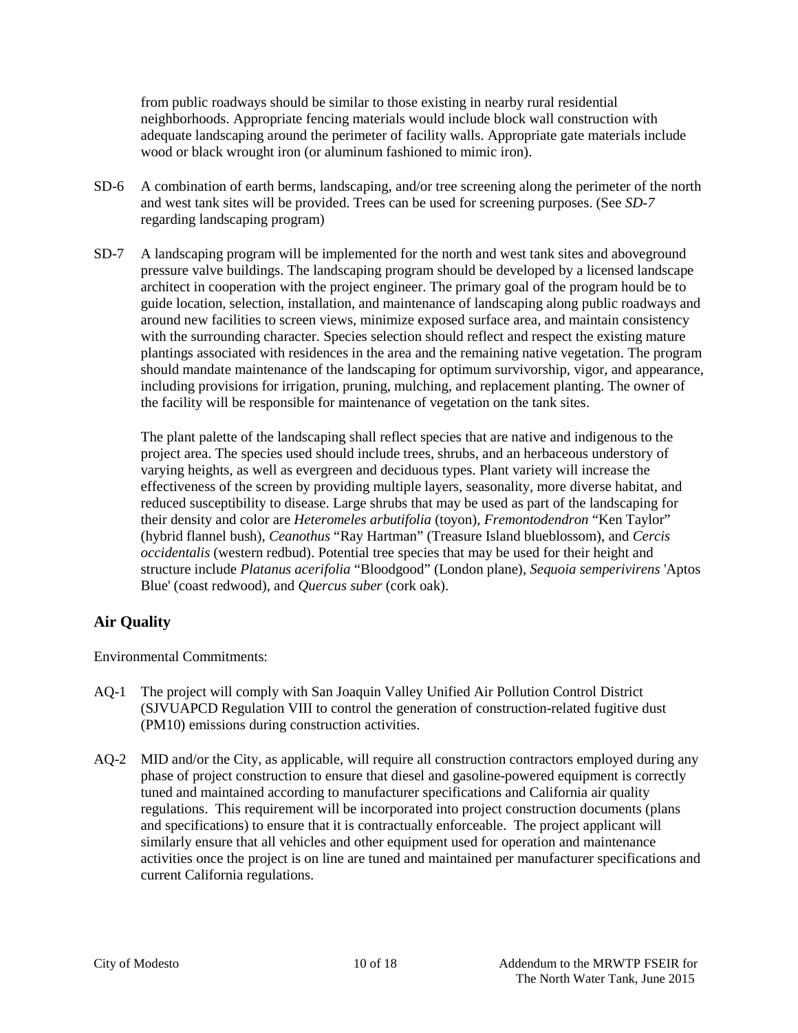from public roadways should be similar to those existing in nearby rural residential neighborhoods. Appropriate fencing materials would include block wall construction with adequate landscaping around the perimeter of facility walls. Appropriate gate materials include wood or black wrought iron (or aluminum fashioned to mimic iron).

SD-6 A combination of earth berms, landscaping, and/or tree screening along the perimeter of the north and west tank sites will be provided. Trees can be used for screening purposes. (See *SD-7* regarding landscaping program)

SD-7 A landscaping program will be implemented for the north and west tank sites and aboveground pressure valve buildings. The landscaping program should be developed by a licensed landscape architect in cooperation with the project engineer. The primary goal of the program hould be to guide location, selection, installation, and maintenance of landscaping along public roadways and around new facilities to screen views, minimize exposed surface area, and maintain consistency with the surrounding character. Species selection should reflect and respect the existing mature plantings associated with residences in the area and the remaining native vegetation. The program should mandate maintenance of the landscaping for optimum survivorship, vigor, and appearance, including provisions for irrigation, pruning, mulching, and replacement planting. The owner of the facility will be responsible for maintenance of vegetation on the tank sites.

The plant palette of the landscaping shall reflect species that are native and indigenous to the project area. The species used should include trees, shrubs, and an herbaceous understory of varying heights, as well as evergreen and deciduous types. Plant variety will increase the effectiveness of the screen by providing multiple layers, seasonality, more diverse habitat, and reduced susceptibility to disease. Large shrubs that may be used as part of the landscaping for their density and color are *Heteromeles arbutifolia* (toyon), *Fremontodendron* "Ken Taylor" (hybrid flannel bush), *Ceanothus* "Ray Hartman" (Treasure Island blueblossom), and *Cercis occidentalis* (western redbud). Potential tree species that may be used for their height and structure include *Platanus acerifolia* "Bloodgood" (London plane), *Sequoia semperivirens* 'Aptos Blue' (coast redwood), and *Quercus suber* (cork oak).

## Air Quality

Environmental Commitments:

AQ-1 The project will comply with San Joaquin Valley Unified Air Pollution Control District (SJVUAPCD Regulation VIII to control the generation of construction-related fugitive dust (PM10) emissions during construction activities.

AQ-2 MID and/or the City, as applicable, will require all construction contractors employed during any phase of project construction to ensure that diesel and gasoline-powered equipment is correctly tuned and maintained according to manufacturer specifications and California air quality regulations. This requirement will be incorporated into project construction documents (plans and specifications) to ensure that it is contractually enforceable. The project applicant will similarly ensure that all vehicles and other equipment used for operation and maintenance activities once the project is on line are tuned and maintained per manufacturer specifications and current California regulations.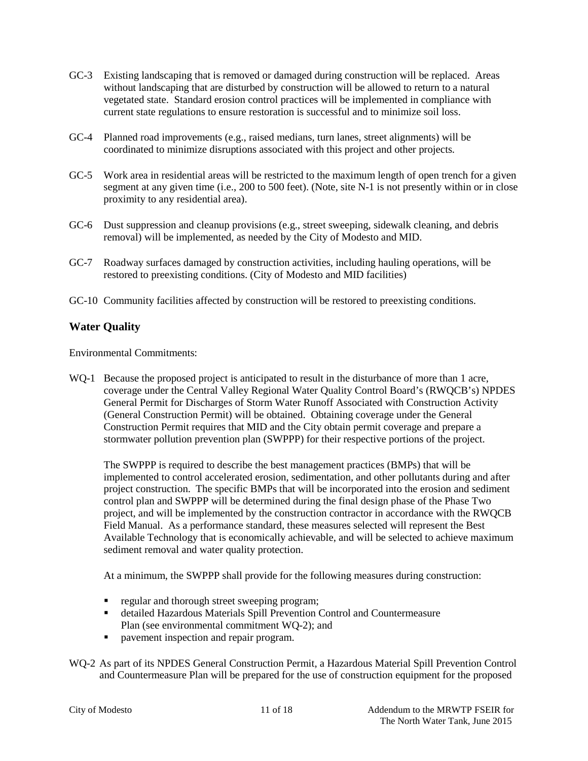GC-3 Existing landscaping that is removed or damaged during construction will be replaced. Areas without landscaping that are disturbed by construction will be allowed to return to a natural vegetated state. Standard erosion control practices will be implemented in compliance with current state regulations to ensure restoration is successful and to minimize soil loss.

GC-4 Planned road improvements (e.g., raised medians, turn lanes, street alignments) will be coordinated to minimize disruptions associated with this project and other projects.

GC-5 Work area in residential areas will be restricted to the maximum length of open trench for a given segment at any given time (i.e., 200 to 500 feet). (Note, site N-1 is not presently within or in close proximity to any residential area).

GC-6 Dust suppression and cleanup provisions (e.g., street sweeping, sidewalk cleaning, and debris removal) will be implemented, as needed by the City of Modesto and MID.

GC-7 Roadway surfaces damaged by construction activities, including hauling operations, will be restored to preexisting conditions. (City of Modesto and MID facilities)

GC-10 Community facilities affected by construction will be restored to preexisting conditions.

## Water Quality

Environmental Commitments:

WQ-1 Because the proposed project is anticipated to result in the disturbance of more than 1 acre, coverage under the Central Valley Regional Water Quality Control Board's (RWQCB's) NPDES General Permit for Discharges of Storm Water Runoff Associated with Construction Activity (General Construction Permit) will be obtained. Obtaining coverage under the General Construction Permit requires that MID and the City obtain permit coverage and prepare a stormwater pollution prevention plan (SWPPP) for their respective portions of the project.

The SWPPP is required to describe the best management practices (BMPs) that will be implemented to control accelerated erosion, sedimentation, and other pollutants during and after project construction. The specific BMPs that will be incorporated into the erosion and sediment control plan and SWPPP will be determined during the final design phase of the Phase Two project, and will be implemented by the construction contractor in accordance with the RWQCB Field Manual. As a performance standard, these measures selected will represent the Best Available Technology that is economically achievable, and will be selected to achieve maximum sediment removal and water quality protection.

At a minimum, the SWPPP shall provide for the following measures during construction:

- regular and thorough street sweeping program;
- detailed Hazardous Materials Spill Prevention Control and Countermeasure Plan (see environmental commitment WQ-2); and
- pavement inspection and repair program.

WQ-2 As part of its NPDES General Construction Permit, a Hazardous Material Spill Prevention Control and Countermeasure Plan will be prepared for the use of construction equipment for the proposed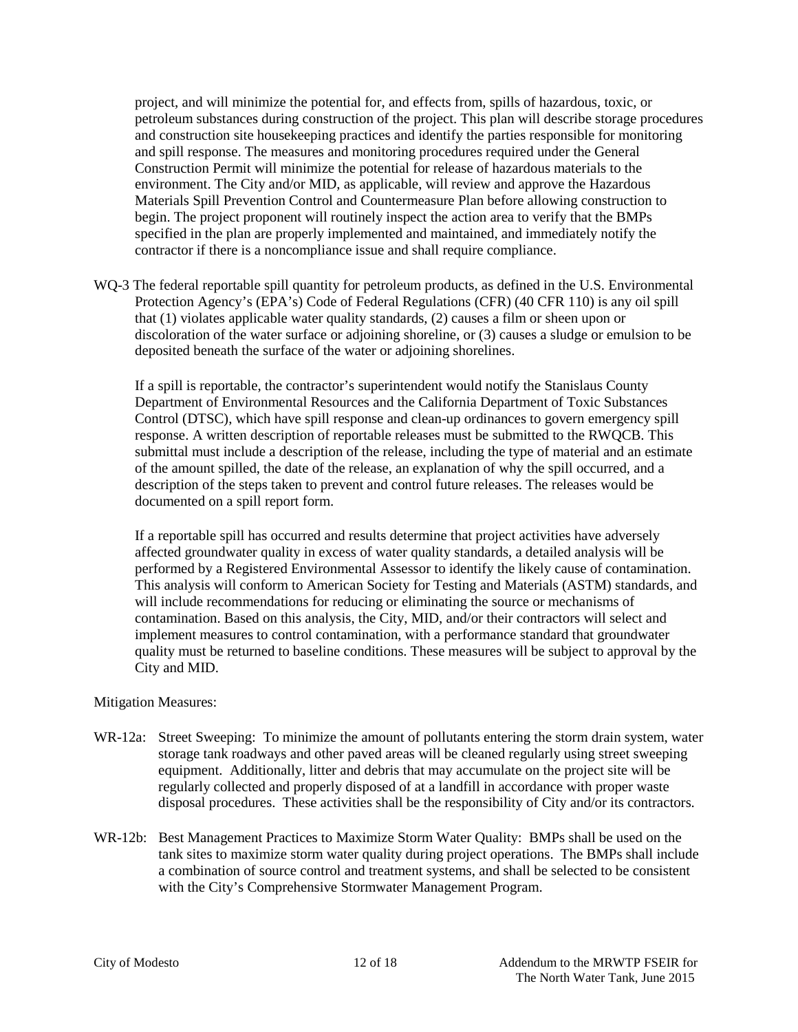project, and will minimize the potential for, and effects from, spills of hazardous, toxic, or petroleum substances during construction of the project. This plan will describe storage procedures and construction site housekeeping practices and identify the parties responsible for monitoring and spill response. The measures and monitoring procedures required under the General Construction Permit will minimize the potential for release of hazardous materials to the environment. The City and/or MID, as applicable, will review and approve the Hazardous Materials Spill Prevention Control and Countermeasure Plan before allowing construction to begin. The project proponent will routinely inspect the action area to verify that the BMPs specified in the plan are properly implemented and maintained, and immediately notify the contractor if there is a noncompliance issue and shall require compliance.

WQ-3 The federal reportable spill quantity for petroleum products, as defined in the U.S. Environmental Protection Agency's (EPA's) Code of Federal Regulations (CFR) (40 CFR 110) is any oil spill that (1) violates applicable water quality standards, (2) causes a film or sheen upon or discoloration of the water surface or adjoining shoreline, or (3) causes a sludge or emulsion to be deposited beneath the surface of the water or adjoining shorelines.

If a spill is reportable, the contractor's superintendent would notify the Stanislaus County Department of Environmental Resources and the California Department of Toxic Substances Control (DTSC), which have spill response and clean-up ordinances to govern emergency spill response. A written description of reportable releases must be submitted to the RWQCB. This submittal must include a description of the release, including the type of material and an estimate of the amount spilled, the date of the release, an explanation of why the spill occurred, and a description of the steps taken to prevent and control future releases. The releases would be documented on a spill report form.

If a reportable spill has occurred and results determine that project activities have adversely affected groundwater quality in excess of water quality standards, a detailed analysis will be performed by a Registered Environmental Assessor to identify the likely cause of contamination. This analysis will conform to American Society for Testing and Materials (ASTM) standards, and will include recommendations for reducing or eliminating the source or mechanisms of contamination. Based on this analysis, the City, MID, and/or their contractors will select and implement measures to control contamination, with a performance standard that groundwater quality must be returned to baseline conditions. These measures will be subject to approval by the City and MID.

Mitigation Measures:

WR-12a: Street Sweeping: To minimize the amount of pollutants entering the storm drain system, water storage tank roadways and other paved areas will be cleaned regularly using street sweeping equipment. Additionally, litter and debris that may accumulate on the project site will be regularly collected and properly disposed of at a landfill in accordance with proper waste disposal procedures. These activities shall be the responsibility of City and/or its contractors.

WR-12b: Best Management Practices to Maximize Storm Water Quality: BMPs shall be used on the tank sites to maximize storm water quality during project operations. The BMPs shall include a combination of source control and treatment systems, and shall be selected to be consistent with the City's Comprehensive Stormwater Management Program.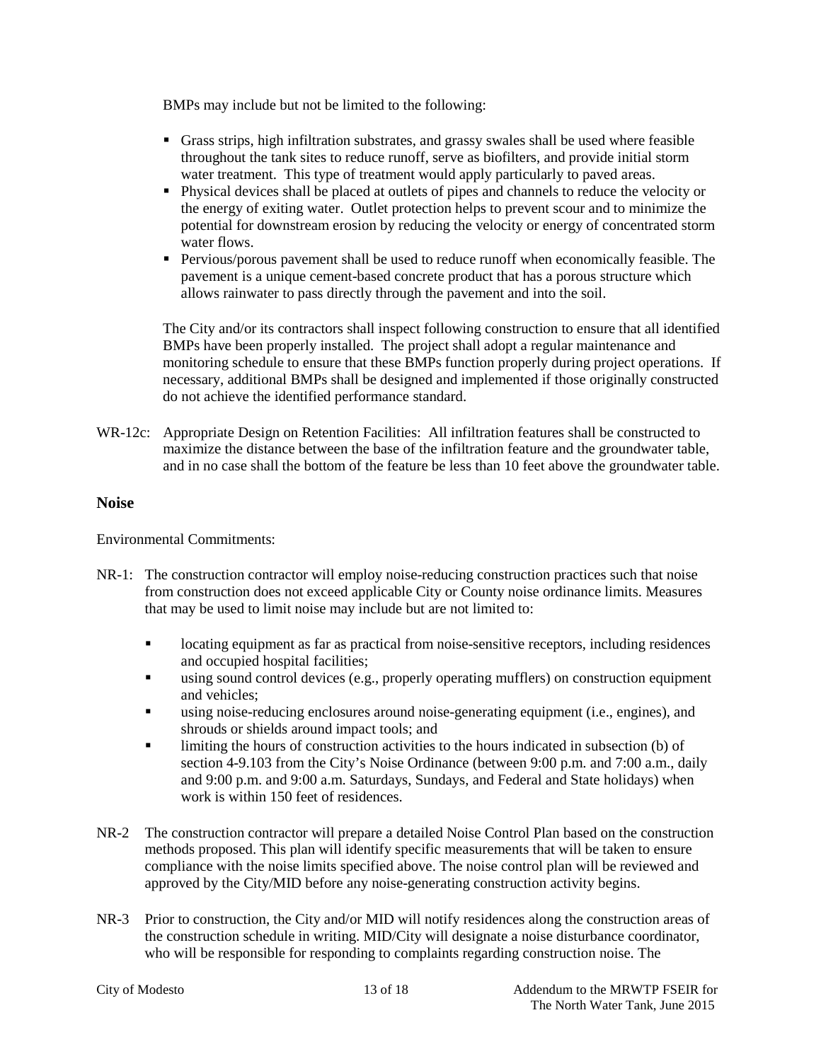BMPs may include but not be limited to the following:

- Grass strips, high infiltration substrates, and grassy swales shall be used where feasible throughout the tank sites to reduce runoff, serve as biofilters, and provide initial storm water treatment. This type of treatment would apply particularly to paved areas.
- Physical devices shall be placed at outlets of pipes and channels to reduce the velocity or the energy of exiting water. Outlet protection helps to prevent scour and to minimize the potential for downstream erosion by reducing the velocity or energy of concentrated storm water flows.
- Pervious/porous pavement shall be used to reduce runoff when economically feasible. The pavement is a unique cement-based concrete product that has a porous structure which allows rainwater to pass directly through the pavement and into the soil.

The City and/or its contractors shall inspect following construction to ensure that all identified BMPs have been properly installed. The project shall adopt a regular maintenance and monitoring schedule to ensure that these BMPs function properly during project operations. If necessary, additional BMPs shall be designed and implemented if those originally constructed do not achieve the identified performance standard.

WR-12c: Appropriate Design on Retention Facilities: All infiltration features shall be constructed to maximize the distance between the base of the infiltration feature and the groundwater table, and in no case shall the bottom of the feature be less than 10 feet above the groundwater table.

### Noise

Environmental Commitments:

NR-1: The construction contractor will employ noise-reducing construction practices such that noise from construction does not exceed applicable City or County noise ordinance limits. Measures that may be used to limit noise may include but are not limited to:

- locating equipment as far as practical from noise-sensitive receptors, including residences and occupied hospital facilities;
- using sound control devices (e.g., properly operating mufflers) on construction equipment and vehicles;
- using noise-reducing enclosures around noise-generating equipment (i.e., engines), and shrouds or shields around impact tools; and
- limiting the hours of construction activities to the hours indicated in subsection (b) of section 4-9.103 from the City's Noise Ordinance (between 9:00 p.m. and 7:00 a.m., daily and 9:00 p.m. and 9:00 a.m. Saturdays, Sundays, and Federal and State holidays) when work is within 150 feet of residences.

NR-2 The construction contractor will prepare a detailed Noise Control Plan based on the construction methods proposed. This plan will identify specific measurements that will be taken to ensure compliance with the noise limits specified above. The noise control plan will be reviewed and approved by the City/MID before any noise-generating construction activity begins.

NR-3 Prior to construction, the City and/or MID will notify residences along the construction areas of the construction schedule in writing. MID/City will designate a noise disturbance coordinator, who will be responsible for responding to complaints regarding construction noise. The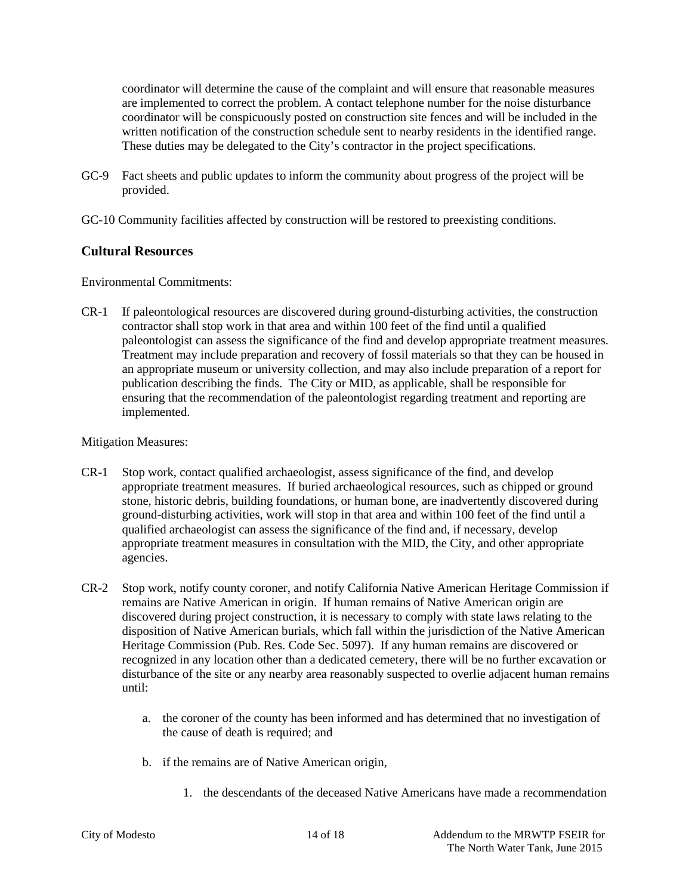coordinator will determine the cause of the complaint and will ensure that reasonable measures are implemented to correct the problem. A contact telephone number for the noise disturbance coordinator will be conspicuously posted on construction site fences and will be included in the written notification of the construction schedule sent to nearby residents in the identified range. These duties may be delegated to the City's contractor in the project specifications.

GC-9 Fact sheets and public updates to inform the community about progress of the project will be provided.

GC-10 Community facilities affected by construction will be restored to preexisting conditions.

## Cultural Resources

Environmental Commitments:

CR-1 If paleontological resources are discovered during ground-disturbing activities, the construction contractor shall stop work in that area and within 100 feet of the find until a qualified paleontologist can assess the significance of the find and develop appropriate treatment measures. Treatment may include preparation and recovery of fossil materials so that they can be housed in an appropriate museum or university collection, and may also include preparation of a report for publication describing the finds. The City or MID, as applicable, shall be responsible for ensuring that the recommendation of the paleontologist regarding treatment and reporting are implemented.

Mitigation Measures:

CR-1 Stop work, contact qualified archaeologist, assess significance of the find, and develop appropriate treatment measures. If buried archaeological resources, such as chipped or ground stone, historic debris, building foundations, or human bone, are inadvertently discovered during ground-disturbing activities, work will stop in that area and within 100 feet of the find until a qualified archaeologist can assess the significance of the find and, if necessary, develop appropriate treatment measures in consultation with the MID, the City, and other appropriate agencies.

CR-2 Stop work, notify county coroner, and notify California Native American Heritage Commission if remains are Native American in origin. If human remains of Native American origin are discovered during project construction, it is necessary to comply with state laws relating to the disposition of Native American burials, which fall within the jurisdiction of the Native American Heritage Commission (Pub. Res. Code Sec. 5097). If any human remains are discovered or recognized in any location other than a dedicated cemetery, there will be no further excavation or disturbance of the site or any nearby area reasonably suspected to overlie adjacent human remains until:

a. the coroner of the county has been informed and has determined that no investigation of the cause of death is required; and

b. if the remains are of Native American origin,

    1. the descendants of the deceased Native Americans have made a recommendation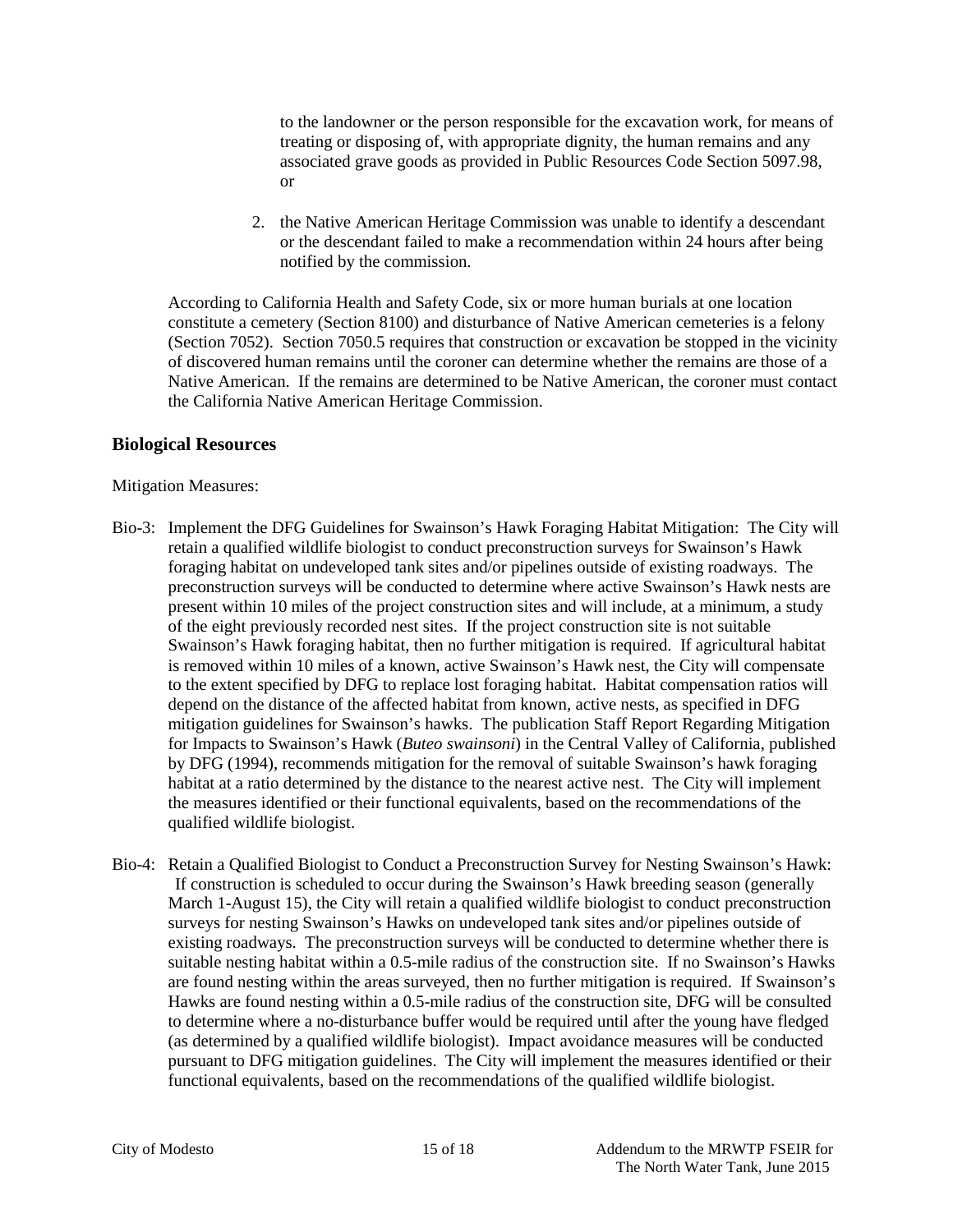to the landowner or the person responsible for the excavation work, for means of treating or disposing of, with appropriate dignity, the human remains and any associated grave goods as provided in Public Resources Code Section 5097.98, or

2. the Native American Heritage Commission was unable to identify a descendant or the descendant failed to make a recommendation within 24 hours after being notified by the commission.

According to California Health and Safety Code, six or more human burials at one location constitute a cemetery (Section 8100) and disturbance of Native American cemeteries is a felony (Section 7052). Section 7050.5 requires that construction or excavation be stopped in the vicinity of discovered human remains until the coroner can determine whether the remains are those of a Native American. If the remains are determined to be Native American, the coroner must contact the California Native American Heritage Commission.

## Biological Resources

Mitigation Measures:

Bio-3: Implement the DFG Guidelines for Swainson's Hawk Foraging Habitat Mitigation: The City will retain a qualified wildlife biologist to conduct preconstruction surveys for Swainson's Hawk foraging habitat on undeveloped tank sites and/or pipelines outside of existing roadways. The preconstruction surveys will be conducted to determine where active Swainson's Hawk nests are present within 10 miles of the project construction sites and will include, at a minimum, a study of the eight previously recorded nest sites. If the project construction site is not suitable Swainson's Hawk foraging habitat, then no further mitigation is required. If agricultural habitat is removed within 10 miles of a known, active Swainson's Hawk nest, the City will compensate to the extent specified by DFG to replace lost foraging habitat. Habitat compensation ratios will depend on the distance of the affected habitat from known, active nests, as specified in DFG mitigation guidelines for Swainson's hawks. The publication Staff Report Regarding Mitigation for Impacts to Swainson's Hawk (*Buteo swainsoni*) in the Central Valley of California, published by DFG (1994), recommends mitigation for the removal of suitable Swainson's hawk foraging habitat at a ratio determined by the distance to the nearest active nest. The City will implement the measures identified or their functional equivalents, based on the recommendations of the qualified wildlife biologist.

Bio-4: Retain a Qualified Biologist to Conduct a Preconstruction Survey for Nesting Swainson's Hawk: If construction is scheduled to occur during the Swainson's Hawk breeding season (generally March 1-August 15), the City will retain a qualified wildlife biologist to conduct preconstruction surveys for nesting Swainson's Hawks on undeveloped tank sites and/or pipelines outside of existing roadways. The preconstruction surveys will be conducted to determine whether there is suitable nesting habitat within a 0.5-mile radius of the construction site. If no Swainson's Hawks are found nesting within the areas surveyed, then no further mitigation is required. If Swainson's Hawks are found nesting within a 0.5-mile radius of the construction site, DFG will be consulted to determine where a no-disturbance buffer would be required until after the young have fledged (as determined by a qualified wildlife biologist). Impact avoidance measures will be conducted pursuant to DFG mitigation guidelines. The City will implement the measures identified or their functional equivalents, based on the recommendations of the qualified wildlife biologist.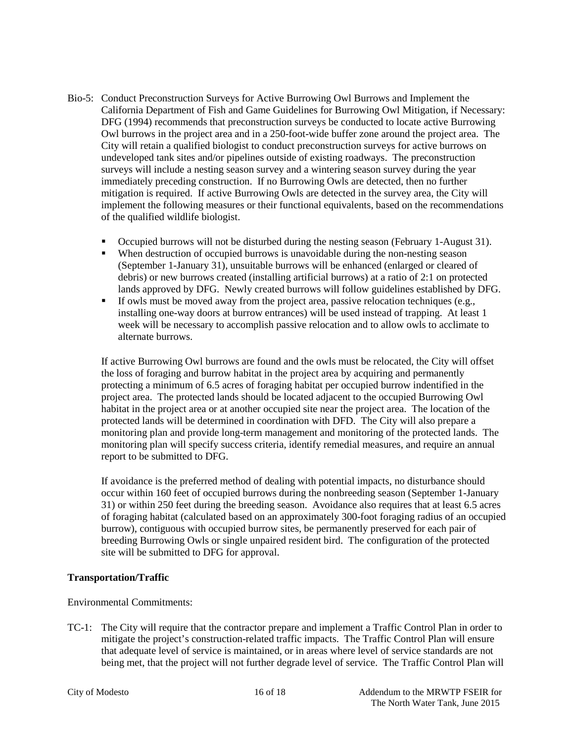Bio-5: Conduct Preconstruction Surveys for Active Burrowing Owl Burrows and Implement the California Department of Fish and Game Guidelines for Burrowing Owl Mitigation, if Necessary: DFG (1994) recommends that preconstruction surveys be conducted to locate active Burrowing Owl burrows in the project area and in a 250-foot-wide buffer zone around the project area. The City will retain a qualified biologist to conduct preconstruction surveys for active burrows on undeveloped tank sites and/or pipelines outside of existing roadways. The preconstruction surveys will include a nesting season survey and a wintering season survey during the year immediately preceding construction. If no Burrowing Owls are detected, then no further mitigation is required. If active Burrowing Owls are detected in the survey area, the City will implement the following measures or their functional equivalents, based on the recommendations of the qualified wildlife biologist.

- Occupied burrows will not be disturbed during the nesting season (February 1-August 31).
- When destruction of occupied burrows is unavoidable during the non-nesting season (September 1-January 31), unsuitable burrows will be enhanced (enlarged or cleared of debris) or new burrows created (installing artificial burrows) at a ratio of 2:1 on protected lands approved by DFG. Newly created burrows will follow guidelines established by DFG.
- If owls must be moved away from the project area, passive relocation techniques (e.g., installing one-way doors at burrow entrances) will be used instead of trapping. At least 1 week will be necessary to accomplish passive relocation and to allow owls to acclimate to alternate burrows.

If active Burrowing Owl burrows are found and the owls must be relocated, the City will offset the loss of foraging and burrow habitat in the project area by acquiring and permanently protecting a minimum of 6.5 acres of foraging habitat per occupied burrow indentified in the project area. The protected lands should be located adjacent to the occupied Burrowing Owl habitat in the project area or at another occupied site near the project area. The location of the protected lands will be determined in coordination with DFD. The City will also prepare a monitoring plan and provide long-term management and monitoring of the protected lands. The monitoring plan will specify success criteria, identify remedial measures, and require an annual report to be submitted to DFG.

If avoidance is the preferred method of dealing with potential impacts, no disturbance should occur within 160 feet of occupied burrows during the nonbreeding season (September 1-January 31) or within 250 feet during the breeding season. Avoidance also requires that at least 6.5 acres of foraging habitat (calculated based on an approximately 300-foot foraging radius of an occupied burrow), contiguous with occupied burrow sites, be permanently preserved for each pair of breeding Burrowing Owls or single unpaired resident bird. The configuration of the protected site will be submitted to DFG for approval.

**Transportation/Traffic**

Environmental Commitments:

TC-1: The City will require that the contractor prepare and implement a Traffic Control Plan in order to mitigate the project's construction-related traffic impacts. The Traffic Control Plan will ensure that adequate level of service is maintained, or in areas where level of service standards are not being met, that the project will not further degrade level of service. The Traffic Control Plan will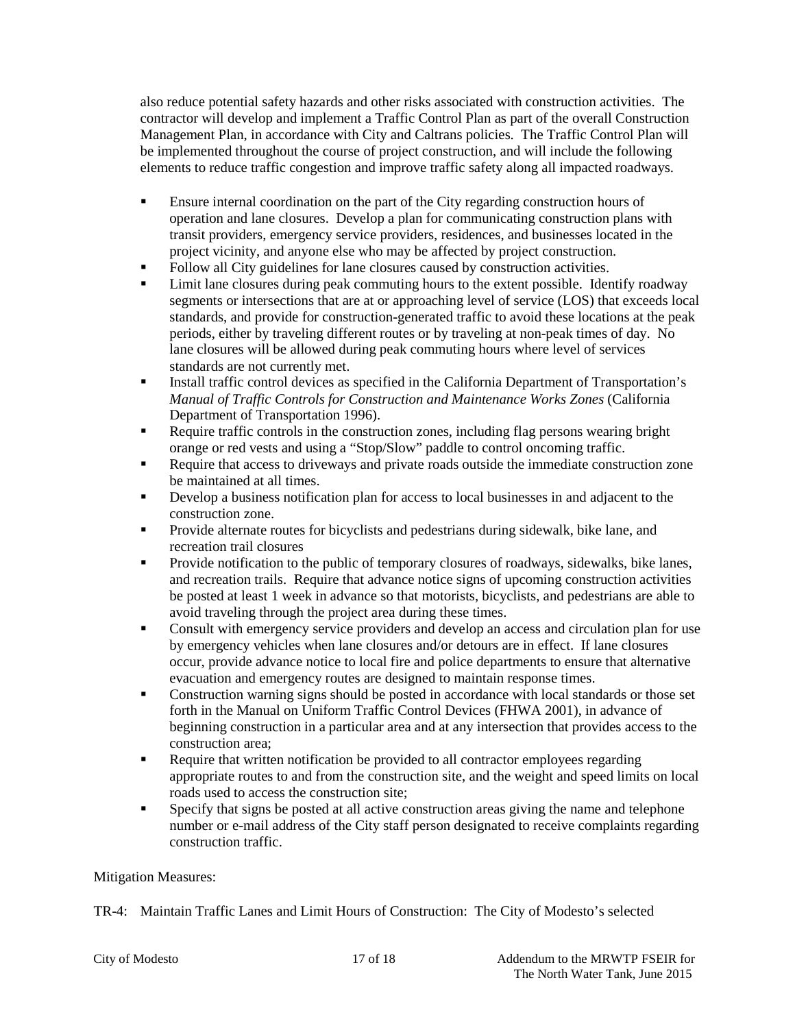also reduce potential safety hazards and other risks associated with construction activities. The contractor will develop and implement a Traffic Control Plan as part of the overall Construction Management Plan, in accordance with City and Caltrans policies. The Traffic Control Plan will be implemented throughout the course of project construction, and will include the following elements to reduce traffic congestion and improve traffic safety along all impacted roadways.

- Ensure internal coordination on the part of the City regarding construction hours of operation and lane closures. Develop a plan for communicating construction plans with transit providers, emergency service providers, residences, and businesses located in the project vicinity, and anyone else who may be affected by project construction.
- Follow all City guidelines for lane closures caused by construction activities.
- Limit lane closures during peak commuting hours to the extent possible. Identify roadway segments or intersections that are at or approaching level of service (LOS) that exceeds local standards, and provide for construction-generated traffic to avoid these locations at the peak periods, either by traveling different routes or by traveling at non-peak times of day. No lane closures will be allowed during peak commuting hours where level of services standards are not currently met.
- Install traffic control devices as specified in the California Department of Transportation's *Manual of Traffic Controls for Construction and Maintenance Works Zones* (California Department of Transportation 1996).
- Require traffic controls in the construction zones, including flag persons wearing bright orange or red vests and using a "Stop/Slow" paddle to control oncoming traffic.
- Require that access to driveways and private roads outside the immediate construction zone be maintained at all times.
- Develop a business notification plan for access to local businesses in and adjacent to the construction zone.
- Provide alternate routes for bicyclists and pedestrians during sidewalk, bike lane, and recreation trail closures
- Provide notification to the public of temporary closures of roadways, sidewalks, bike lanes, and recreation trails. Require that advance notice signs of upcoming construction activities be posted at least 1 week in advance so that motorists, bicyclists, and pedestrians are able to avoid traveling through the project area during these times.
- Consult with emergency service providers and develop an access and circulation plan for use by emergency vehicles when lane closures and/or detours are in effect. If lane closures occur, provide advance notice to local fire and police departments to ensure that alternative evacuation and emergency routes are designed to maintain response times.
- Construction warning signs should be posted in accordance with local standards or those set forth in the Manual on Uniform Traffic Control Devices (FHWA 2001), in advance of beginning construction in a particular area and at any intersection that provides access to the construction area;
- Require that written notification be provided to all contractor employees regarding appropriate routes to and from the construction site, and the weight and speed limits on local roads used to access the construction site;
- Specify that signs be posted at all active construction areas giving the name and telephone number or e-mail address of the City staff person designated to receive complaints regarding construction traffic.

Mitigation Measures:

TR-4: Maintain Traffic Lanes and Limit Hours of Construction: The City of Modesto's selected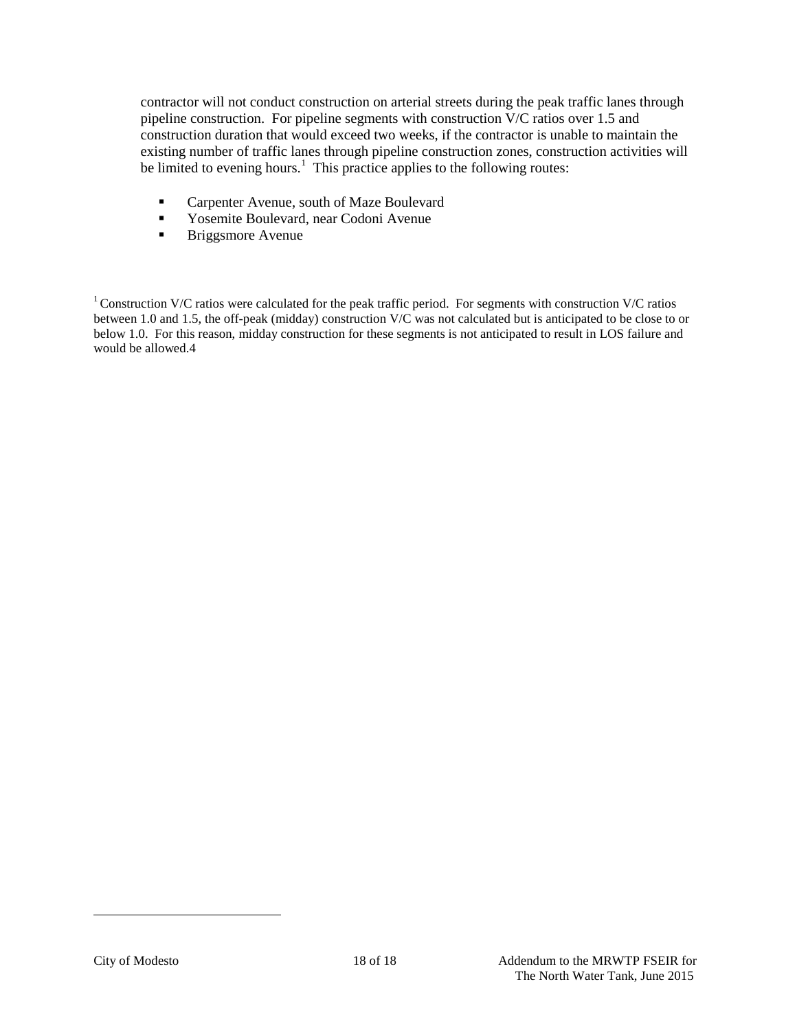contractor will not conduct construction on arterial streets during the peak traffic lanes through pipeline construction. For pipeline segments with construction V/C ratios over 1.5 and construction duration that would exceed two weeks, if the contractor is unable to maintain the existing number of traffic lanes through pipeline construction zones, construction activities will be limited to evening hours.[1] This practice applies to the following routes:

- Carpenter Avenue, south of Maze Boulevard
- Yosemite Boulevard, near Codoni Avenue
- Briggsmore Avenue

[1] Construction V/C ratios were calculated for the peak traffic period. For segments with construction V/C ratios between 1.0 and 1.5, the off-peak (midday) construction V/C was not calculated but is anticipated to be close to or below 1.0. For this reason, midday construction for these segments is not anticipated to result in LOS failure and would be allowed.4